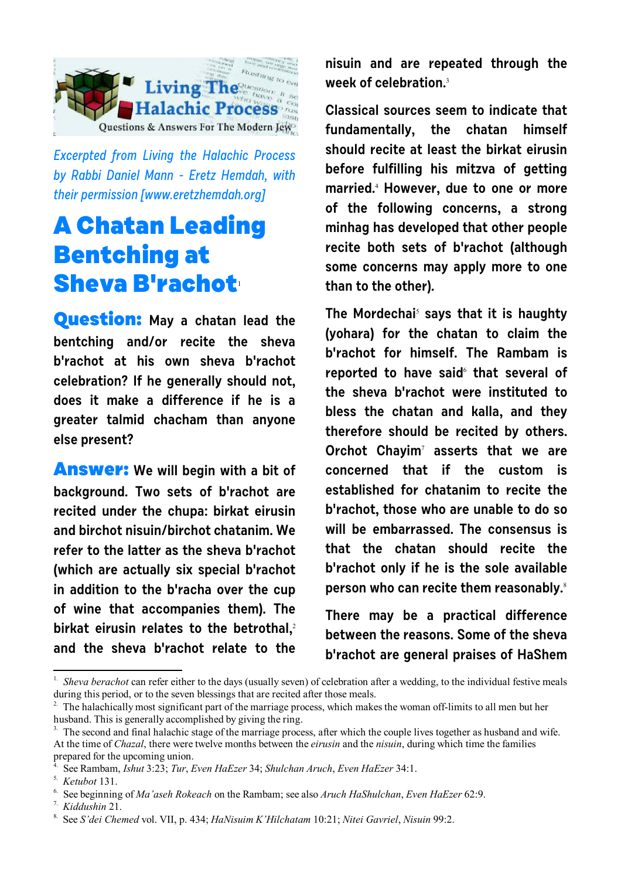Living The Halachic Process

Questions & Answers For The Modern Jew

*Excerpted from Living the Halachic Process by Rabbi Daniel Mann - Eretz Hemdah, with their permission [www.eretzhemdah.org]*

# A Chatan Leading Bentching at Sheva B'rachot[1]

**Question:** May a chatan lead the bentching and/or recite the sheva b'rachot at his own sheva b'rachot celebration? If he generally should not, does it make a difference if he is a greater talmid chacham than anyone else present?

**Answer:** We will begin with a bit of background. Two sets of b'rachot are recited under the chupa: birkat eirusin and birchot nisuin/birchot chatanim. We refer to the latter as the sheva b'rachot (which are actually six special b'rachot in addition to the b'racha over the cup of wine that accompanies them). The birkat eirusin relates to the betrothal,[2] and the sheva b'rachot relate to the nisuin and are repeated through the week of celebration.[3]

Classical sources seem to indicate that fundamentally, the chatan himself should recite at least the birkat eirusin before fulfilling his mitzva of getting married.[4] However, due to one or more of the following concerns, a strong minhag has developed that other people recite both sets of b'rachot (although some concerns may apply more to one than to the other).

The Mordechai[5] says that it is haughty (yohara) for the chatan to claim the b'rachot for himself. The Rambam is reported to have said[6] that several of the sheva b'rachot were instituted to bless the chatan and kalla, and they therefore should be recited by others. Orchot Chayim[7] asserts that we are concerned that if the custom is established for chatanim to recite the b'rachot, those who are unable to do so will be embarrassed. The consensus is that the chatan should recite the b'rachot only if he is the sole available person who can recite them reasonably.[8]

There may be a practical difference between the reasons. Some of the sheva b'rachot are general praises of HaShem

---

1. *Sheva berachot* can refer either to the days (usually seven) of celebration after a wedding, to the individual festive meals during this period, or to the seven blessings that are recited after those meals.
2. The halachically most significant part of the marriage process, which makes the woman off-limits to all men but her husband. This is generally accomplished by giving the ring.
3. The second and final halachic stage of the marriage process, after which the couple lives together as husband and wife. At the time of *Chazal*, there were twelve months between the *eirusin* and the *nisuin*, during which time the families prepared for the upcoming union.
4. See Rambam, *Ishut* 3:23; *Tur*, *Even HaEzer* 34; *Shulchan Aruch*, *Even HaEzer* 34:1.
5. *Ketubot* 131.
6. See beginning of *Ma'aseh Rokeach* on the Rambam; see also *Aruch HaShulchan*, *Even HaEzer* 62:9.
7. *Kiddushin* 21.
8. See *S'dei Chemed* vol. VII, p. 434; *HaNisuim K'Hilchatam* 10:21; *Nitei Gavriel*, *Nisuin* 99:2.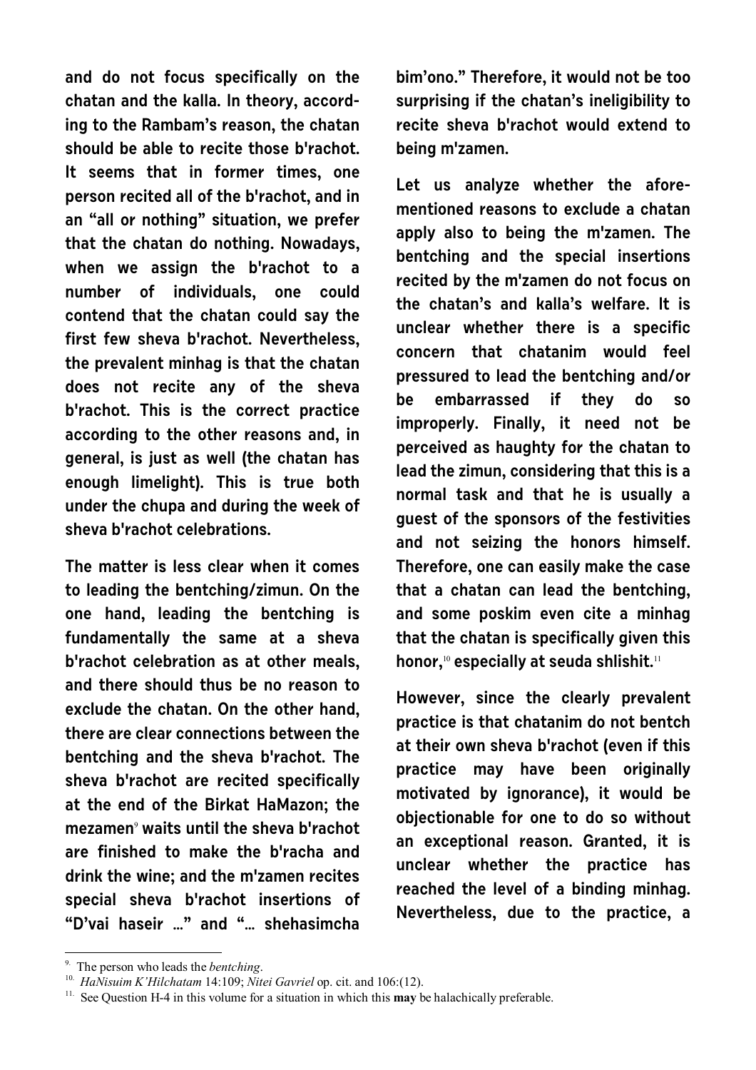and do not focus specifically on the chatan and the kalla. In theory, according to the Rambam's reason, the chatan should be able to recite those b'rachot. It seems that in former times, one person recited all of the b'rachot, and in an "all or nothing" situation, we prefer that the chatan do nothing. Nowadays, when we assign the b'rachot to a number of individuals, one could contend that the chatan could say the first few sheva b'rachot. Nevertheless, the prevalent minhag is that the chatan does not recite any of the sheva b'rachot. This is the correct practice according to the other reasons and, in general, is just as well (the chatan has enough limelight). This is true both under the chupa and during the week of sheva b'rachot celebrations.

The matter is less clear when it comes to leading the bentching/zimun. On the one hand, leading the bentching is fundamentally the same at a sheva b'rachot celebration as at other meals, and there should thus be no reason to exclude the chatan. On the other hand, there are clear connections between the bentching and the sheva b'rachot. The sheva b'rachot are recited specifically at the end of the Birkat HaMazon; the mezamen[9] waits until the sheva b'rachot are finished to make the b'racha and drink the wine; and the m'zamen recites special sheva b'rachot insertions of "D'vai haseir …" and "… shehasimcha bim'ono." Therefore, it would not be too surprising if the chatan's ineligibility to recite sheva b'rachot would extend to being m'zamen.

Let us analyze whether the aforementioned reasons to exclude a chatan apply also to being the m'zamen. The bentching and the special insertions recited by the m'zamen do not focus on the chatan's and kalla's welfare. It is unclear whether there is a specific concern that chatanim would feel pressured to lead the bentching and/or be embarrassed if they do so improperly. Finally, it need not be perceived as haughty for the chatan to lead the zimun, considering that this is a normal task and that he is usually a guest of the sponsors of the festivities and not seizing the honors himself. Therefore, one can easily make the case that a chatan can lead the bentching, and some poskim even cite a minhag that the chatan is specifically given this honor,[10] especially at seuda shlishit.[11]

However, since the clearly prevalent practice is that chatanim do not bentch at their own sheva b'rachot (even if this practice may have been originally motivated by ignorance), it would be objectionable for one to do so without an exceptional reason. Granted, it is unclear whether the practice has reached the level of a binding minhag. Nevertheless, due to the practice, a

---

9. The person who leads the *bentching*.

10. *HaNisuim K'Hilchatam* 14:109; *Nitei Gavriel* op. cit. and 106:(12).

11. See Question H-4 in this volume for a situation in which this **may** be halachically preferable.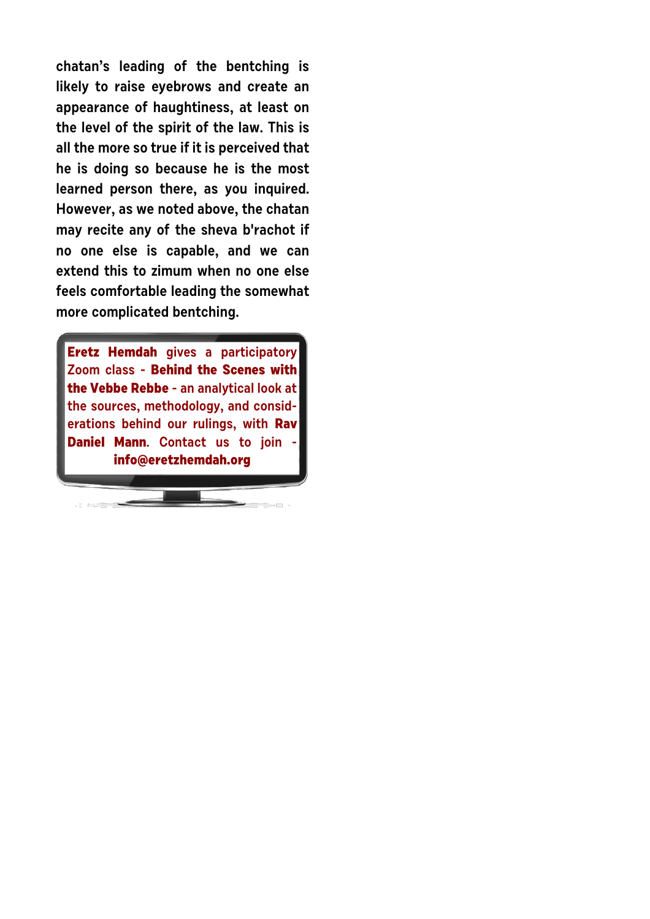**chatan's leading of the bentching is likely to raise eyebrows and create an appearance of haughtiness, at least on the level of the spirit of the law. This is all the more so true if it is perceived that he is doing so because he is the most learned person there, as you inquired. However, as we noted above, the chatan may recite any of the sheva b'rachot if no one else is capable, and we can extend this to zimum when no one else feels comfortable leading the somewhat more complicated bentching.**

**Eretz Hemdah** gives a participatory Zoom class - **Behind the Scenes with the Vebbe Rebbe** - an analytical look at the sources, methodology, and considerations behind our rulings, with **Rav Daniel Mann**. Contact us to join - **info@eretzhemdah.org**